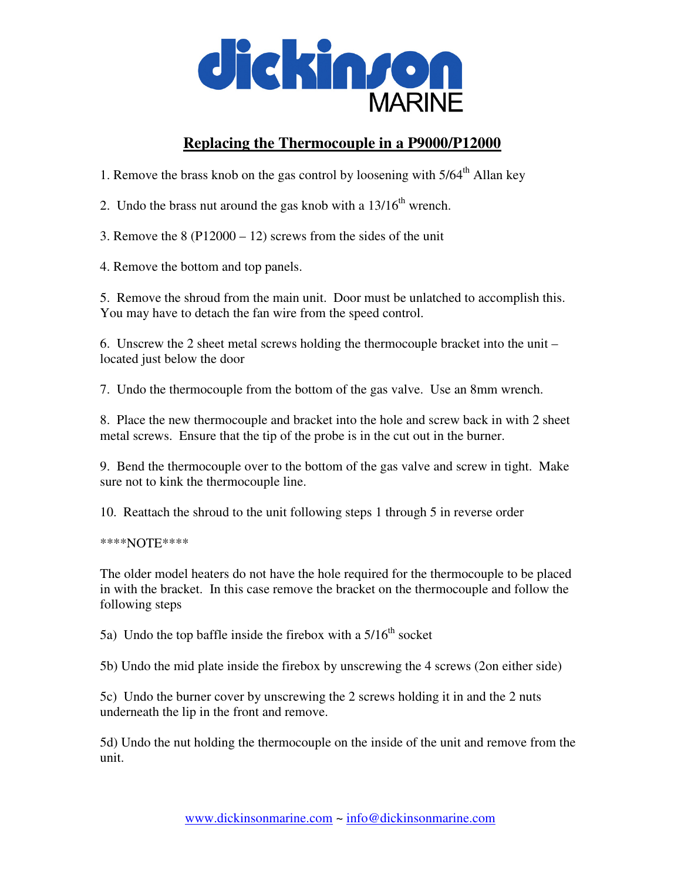# dickinson MARINE

## Replacing the Thermocouple in a P9000/P12000

1. Remove the brass knob on the gas control by loosening with 5/64th Allan key

2. Undo the brass nut around the gas knob with a 13/16th wrench.

3. Remove the 8 (P12000 – 12) screws from the sides of the unit

4. Remove the bottom and top panels.

5. Remove the shroud from the main unit. Door must be unlatched to accomplish this. You may have to detach the fan wire from the speed control.

6. Unscrew the 2 sheet metal screws holding the thermocouple bracket into the unit – located just below the door

7. Undo the thermocouple from the bottom of the gas valve. Use an 8mm wrench.

8. Place the new thermocouple and bracket into the hole and screw back in with 2 sheet metal screws. Ensure that the tip of the probe is in the cut out in the burner.

9. Bend the thermocouple over to the bottom of the gas valve and screw in tight. Make sure not to kink the thermocouple line.

10. Reattach the shroud to the unit following steps 1 through 5 in reverse order

****NOTE****

The older model heaters do not have the hole required for the thermocouple to be placed in with the bracket. In this case remove the bracket on the thermocouple and follow the following steps

5a) Undo the top baffle inside the firebox with a 5/16th socket

5b) Undo the mid plate inside the firebox by unscrewing the 4 screws (2on either side)

5c) Undo the burner cover by unscrewing the 2 screws holding it in and the 2 nuts underneath the lip in the front and remove.

5d) Undo the nut holding the thermocouple on the inside of the unit and remove from the unit.

www.dickinsonmarine.com ~ info@dickinsonmarine.com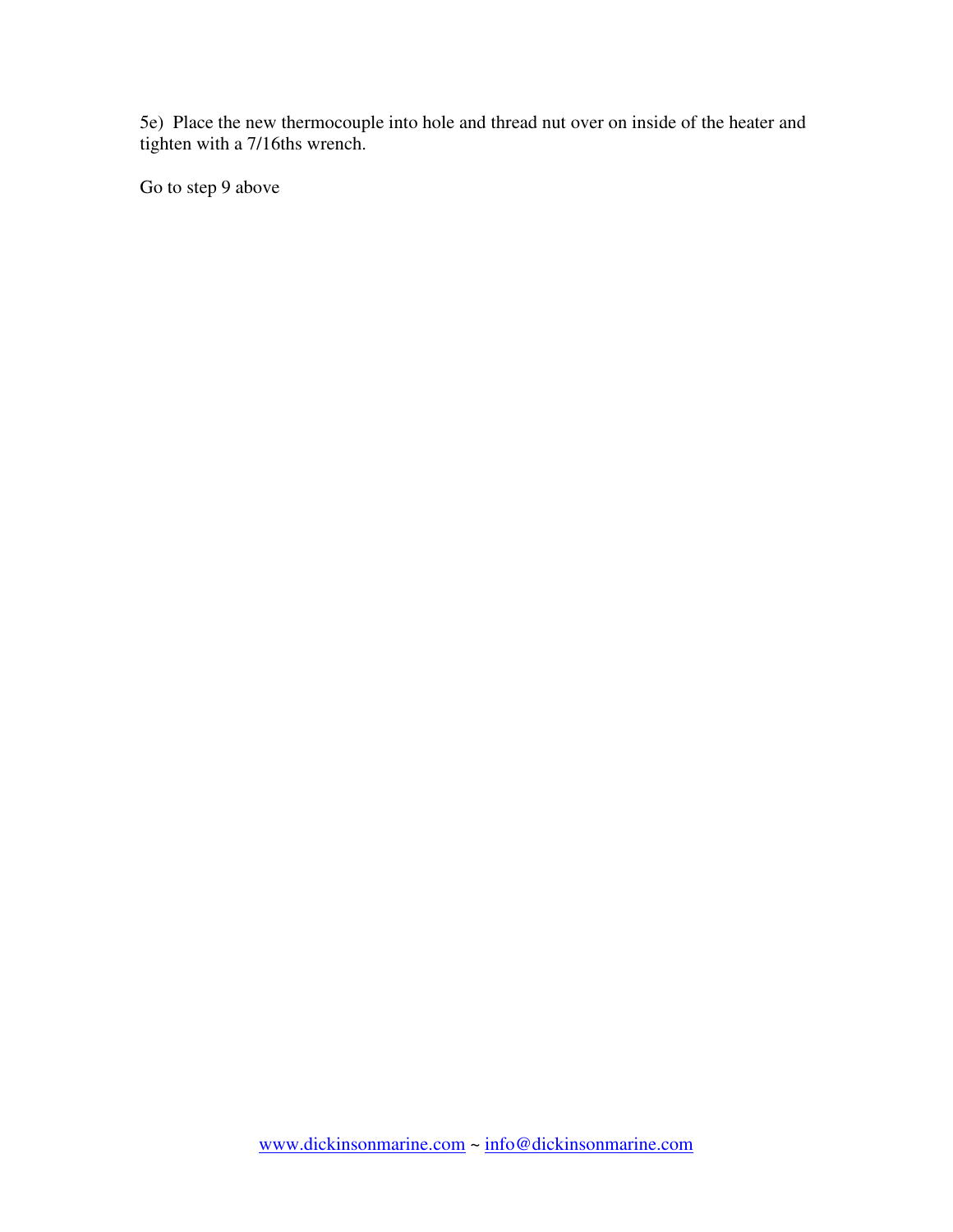5e) Place the new thermocouple into hole and thread nut over on inside of the heater and tighten with a 7/16ths wrench.

Go to step 9 above

www.dickinsonmarine.com ~ info@dickinsonmarine.com